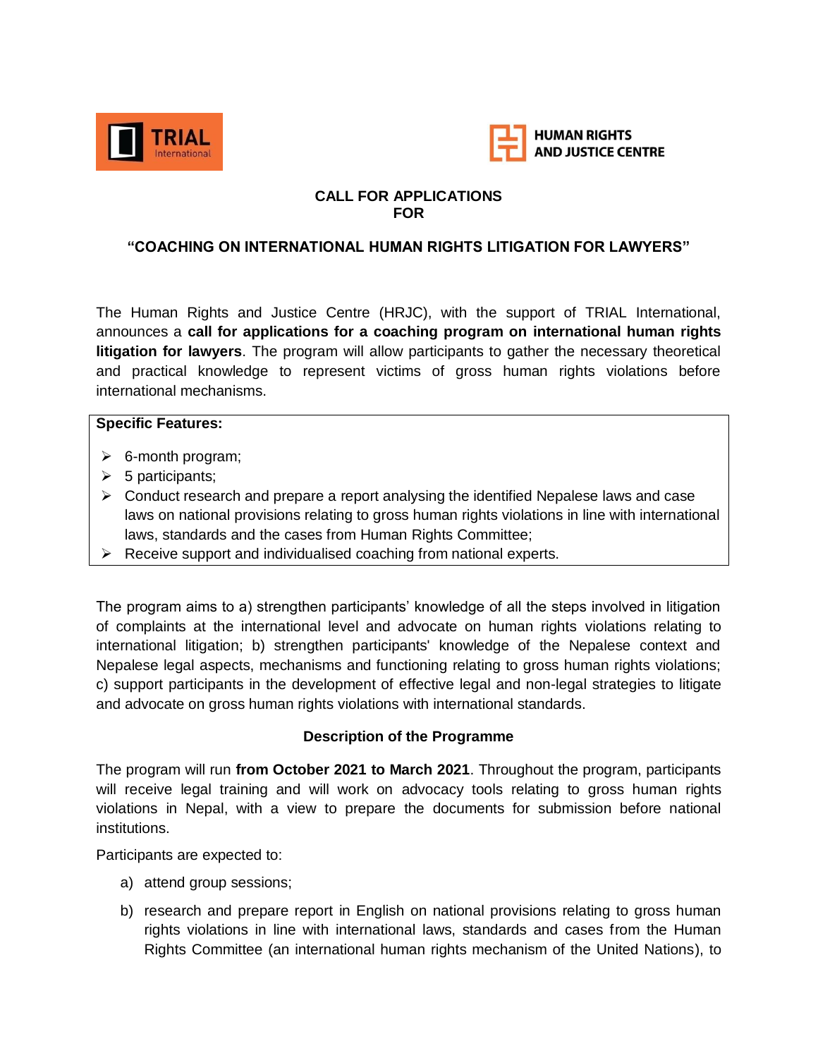TRIAL International

HUMAN RIGHTS AND JUSTICE CENTRE

# CALL FOR APPLICATIONS FOR

## "COACHING ON INTERNATIONAL HUMAN RIGHTS LITIGATION FOR LAWYERS"

The Human Rights and Justice Centre (HRJC), with the support of TRIAL International, announces a **call for applications for a coaching program on international human rights litigation for lawyers**. The program will allow participants to gather the necessary theoretical and practical knowledge to represent victims of gross human rights violations before international mechanisms.

**Specific Features:**

- 6-month program;
- 5 participants;
- Conduct research and prepare a report analysing the identified Nepalese laws and case laws on national provisions relating to gross human rights violations in line with international laws, standards and the cases from Human Rights Committee;
- Receive support and individualised coaching from national experts.

The program aims to a) strengthen participants' knowledge of all the steps involved in litigation of complaints at the international level and advocate on human rights violations relating to international litigation; b) strengthen participants' knowledge of the Nepalese context and Nepalese legal aspects, mechanisms and functioning relating to gross human rights violations; c) support participants in the development of effective legal and non-legal strategies to litigate and advocate on gross human rights violations with international standards.

### Description of the Programme

The program will run **from October 2021 to March 2021**. Throughout the program, participants will receive legal training and will work on advocacy tools relating to gross human rights violations in Nepal, with a view to prepare the documents for submission before national institutions.

Participants are expected to:

a) attend group sessions;

b) research and prepare report in English on national provisions relating to gross human rights violations in line with international laws, standards and cases from the Human Rights Committee (an international human rights mechanism of the United Nations), to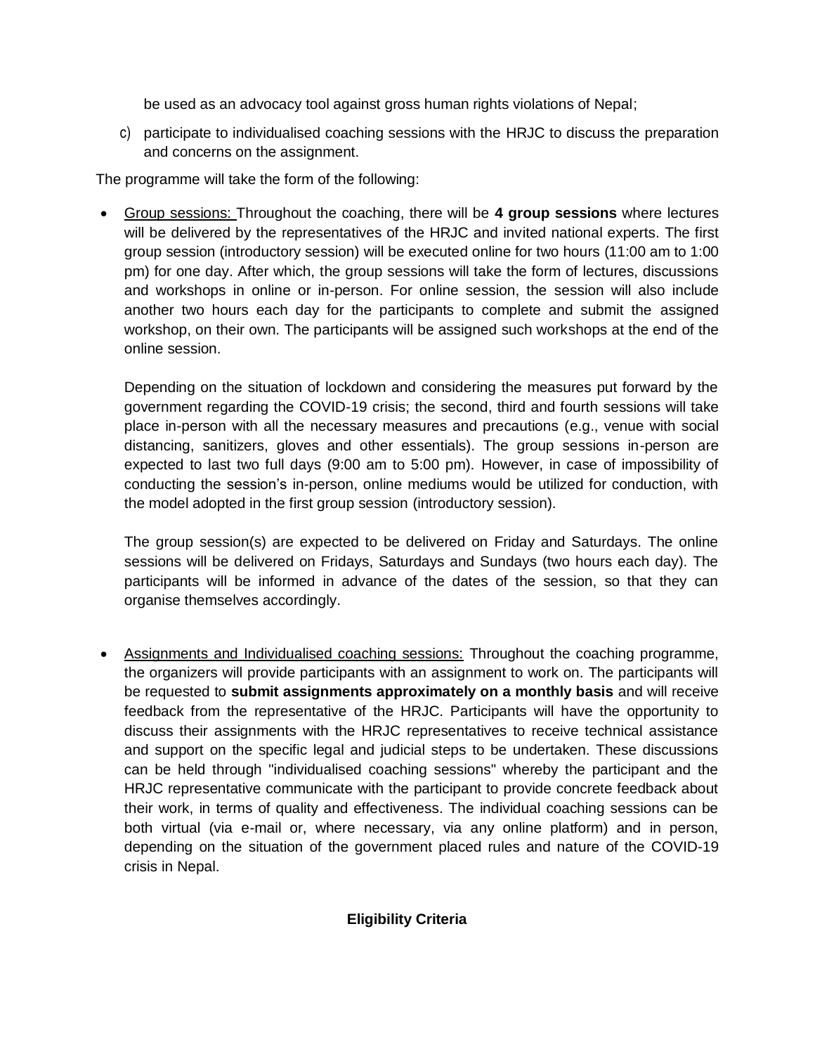be used as an advocacy tool against gross human rights violations of Nepal;

c) participate to individualised coaching sessions with the HRJC to discuss the preparation and concerns on the assignment.

The programme will take the form of the following:

- Group sessions: Throughout the coaching, there will be **4 group sessions** where lectures will be delivered by the representatives of the HRJC and invited national experts. The first group session (introductory session) will be executed online for two hours (11:00 am to 1:00 pm) for one day. After which, the group sessions will take the form of lectures, discussions and workshops in online or in-person. For online session, the session will also include another two hours each day for the participants to complete and submit the assigned workshop, on their own. The participants will be assigned such workshops at the end of the online session.

  Depending on the situation of lockdown and considering the measures put forward by the government regarding the COVID-19 crisis; the second, third and fourth sessions will take place in-person with all the necessary measures and precautions (e.g., venue with social distancing, sanitizers, gloves and other essentials). The group sessions in-person are expected to last two full days (9:00 am to 5:00 pm). However, in case of impossibility of conducting the session's in-person, online mediums would be utilized for conduction, with the model adopted in the first group session (introductory session).

  The group session(s) are expected to be delivered on Friday and Saturdays. The online sessions will be delivered on Fridays, Saturdays and Sundays (two hours each day). The participants will be informed in advance of the dates of the session, so that they can organise themselves accordingly.

- Assignments and Individualised coaching sessions: Throughout the coaching programme, the organizers will provide participants with an assignment to work on. The participants will be requested to **submit assignments approximately on a monthly basis** and will receive feedback from the representative of the HRJC. Participants will have the opportunity to discuss their assignments with the HRJC representatives to receive technical assistance and support on the specific legal and judicial steps to be undertaken. These discussions can be held through "individualised coaching sessions" whereby the participant and the HRJC representative communicate with the participant to provide concrete feedback about their work, in terms of quality and effectiveness. The individual coaching sessions can be both virtual (via e-mail or, where necessary, via any online platform) and in person, depending on the situation of the government placed rules and nature of the COVID-19 crisis in Nepal.

## Eligibility Criteria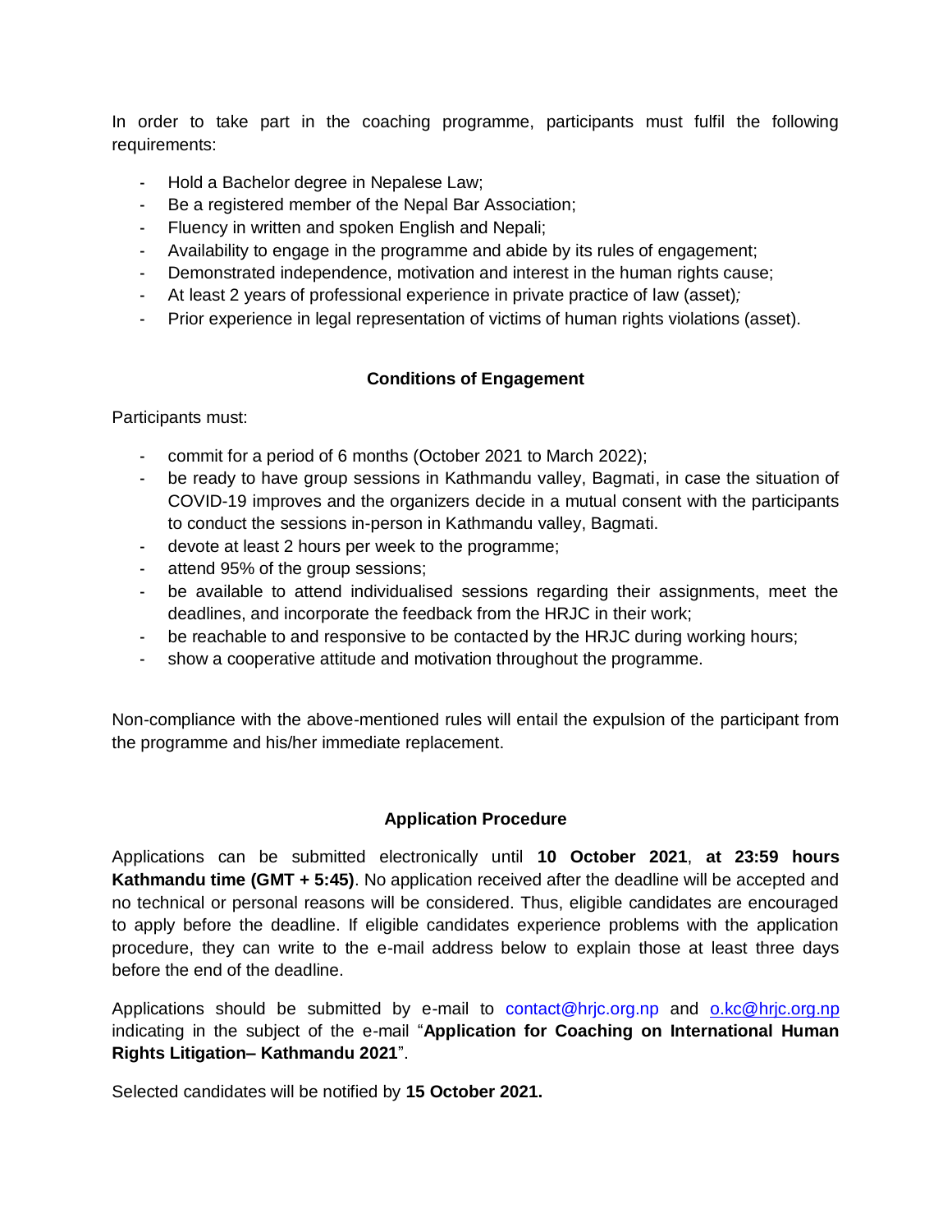In order to take part in the coaching programme, participants must fulfil the following requirements:

- Hold a Bachelor degree in Nepalese Law;
- Be a registered member of the Nepal Bar Association;
- Fluency in written and spoken English and Nepali;
- Availability to engage in the programme and abide by its rules of engagement;
- Demonstrated independence, motivation and interest in the human rights cause;
- At least 2 years of professional experience in private practice of law (asset)*;*
- Prior experience in legal representation of victims of human rights violations (asset).

## Conditions of Engagement

Participants must:

- commit for a period of 6 months (October 2021 to March 2022);
- be ready to have group sessions in Kathmandu valley, Bagmati, in case the situation of COVID-19 improves and the organizers decide in a mutual consent with the participants to conduct the sessions in-person in Kathmandu valley, Bagmati.
- devote at least 2 hours per week to the programme;
- attend 95% of the group sessions;
- be available to attend individualised sessions regarding their assignments, meet the deadlines, and incorporate the feedback from the HRJC in their work;
- be reachable to and responsive to be contacted by the HRJC during working hours;
- show a cooperative attitude and motivation throughout the programme.

Non-compliance with the above-mentioned rules will entail the expulsion of the participant from the programme and his/her immediate replacement.

## Application Procedure

Applications can be submitted electronically until **10 October 2021**, **at 23:59 hours Kathmandu time (GMT + 5:45)**. No application received after the deadline will be accepted and no technical or personal reasons will be considered. Thus, eligible candidates are encouraged to apply before the deadline. If eligible candidates experience problems with the application procedure, they can write to the e-mail address below to explain those at least three days before the end of the deadline.

Applications should be submitted by e-mail to contact@hrjc.org.np and o.kc@hrjc.org.np indicating in the subject of the e-mail "**Application for Coaching on International Human Rights Litigation– Kathmandu 2021**".

Selected candidates will be notified by **15 October 2021.**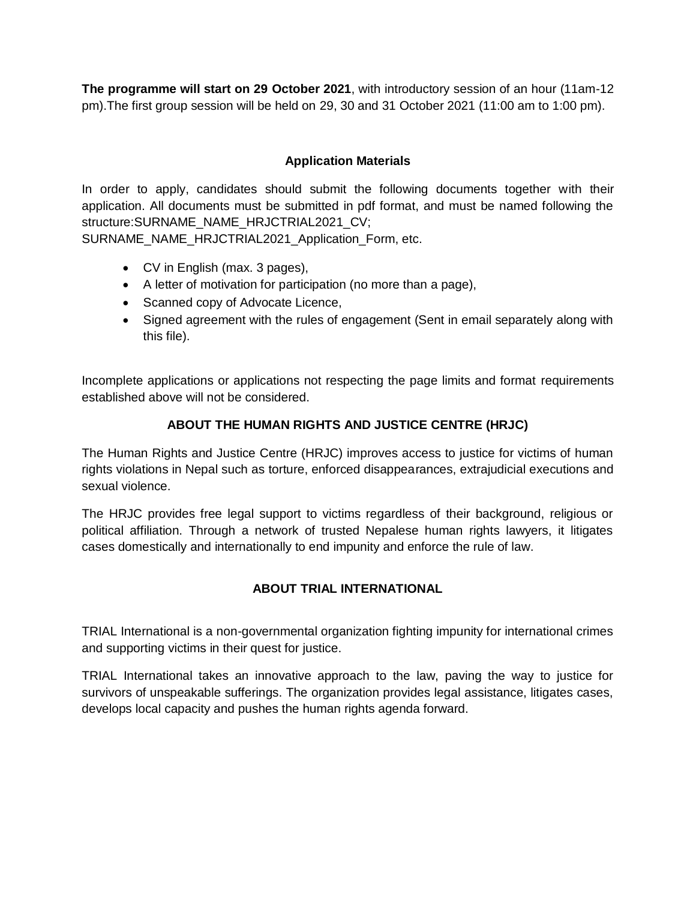**The programme will start on 29 October 2021**, with introductory session of an hour (11am-12 pm).The first group session will be held on 29, 30 and 31 October 2021 (11:00 am to 1:00 pm).

### Application Materials

In order to apply, candidates should submit the following documents together with their application. All documents must be submitted in pdf format, and must be named following the structure:SURNAME_NAME_HRJCTRIAL2021_CV; SURNAME_NAME_HRJCTRIAL2021_Application_Form, etc.

- CV in English (max. 3 pages),
- A letter of motivation for participation (no more than a page),
- Scanned copy of Advocate Licence,
- Signed agreement with the rules of engagement (Sent in email separately along with this file).

Incomplete applications or applications not respecting the page limits and format requirements established above will not be considered.

### ABOUT THE HUMAN RIGHTS AND JUSTICE CENTRE (HRJC)

The Human Rights and Justice Centre (HRJC) improves access to justice for victims of human rights violations in Nepal such as torture, enforced disappearances, extrajudicial executions and sexual violence.

The HRJC provides free legal support to victims regardless of their background, religious or political affiliation. Through a network of trusted Nepalese human rights lawyers, it litigates cases domestically and internationally to end impunity and enforce the rule of law.

### ABOUT TRIAL INTERNATIONAL

TRIAL International is a non-governmental organization fighting impunity for international crimes and supporting victims in their quest for justice.

TRIAL International takes an innovative approach to the law, paving the way to justice for survivors of unspeakable sufferings. The organization provides legal assistance, litigates cases, develops local capacity and pushes the human rights agenda forward.